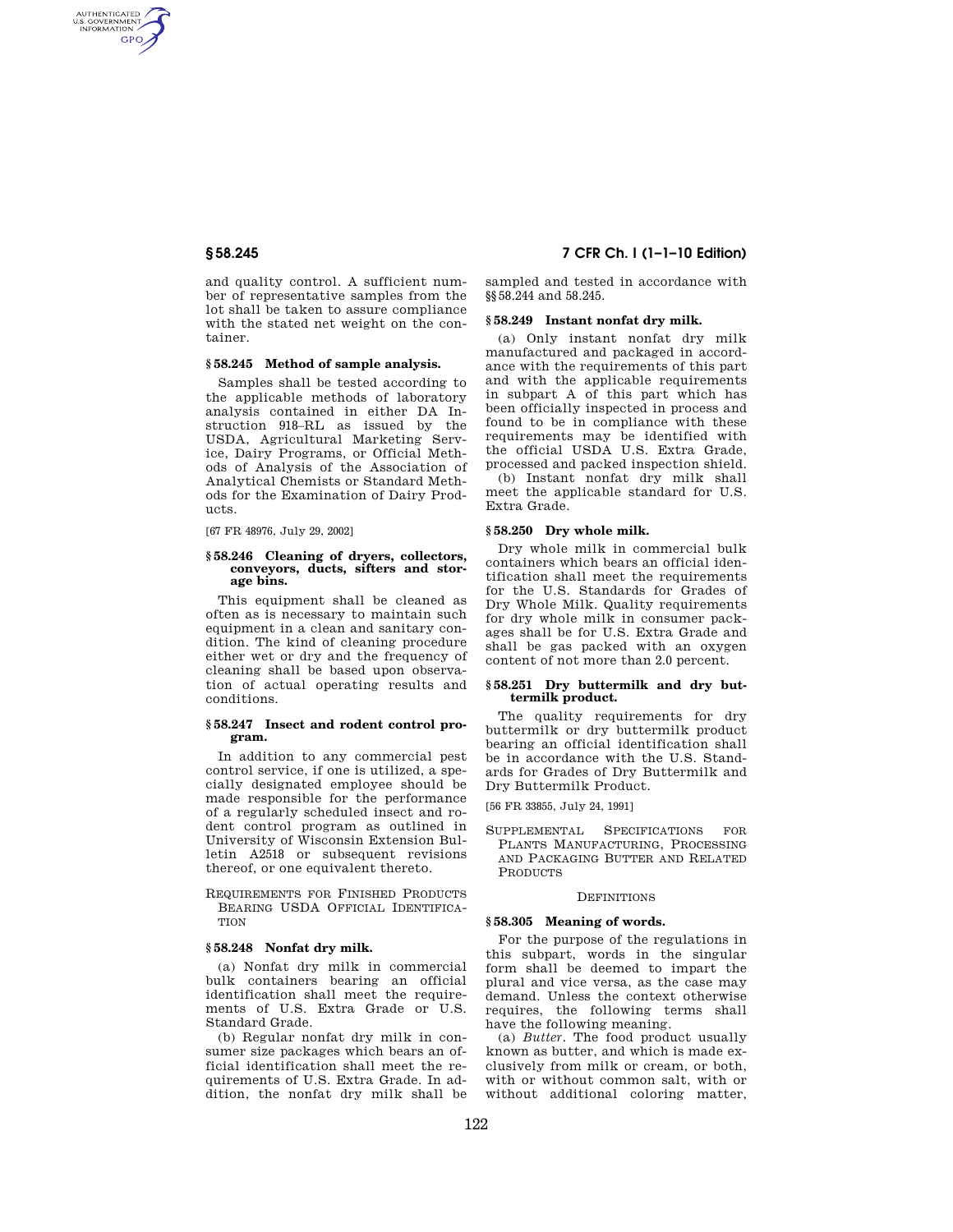and quality control. A sufficient number of representative samples from the lot shall be taken to assure compliance with the stated net weight on the container.

### § 58.245 Method of sample analysis.

Samples shall be tested according to the applicable methods of laboratory analysis contained in either DA Instruction 918–RL as issued by the USDA, Agricultural Marketing Service, Dairy Programs, or Official Methods of Analysis of the Association of Analytical Chemists or Standard Methods for the Examination of Dairy Products.

[67 FR 48976, July 29, 2002]

### § 58.246 Cleaning of dryers, collectors, conveyors, ducts, sifters and storage bins.

This equipment shall be cleaned as often as is necessary to maintain such equipment in a clean and sanitary condition. The kind of cleaning procedure either wet or dry and the frequency of cleaning shall be based upon observation of actual operating results and conditions.

### § 58.247 Insect and rodent control program.

In addition to any commercial pest control service, if one is utilized, a specially designated employee should be made responsible for the performance of a regularly scheduled insect and rodent control program as outlined in University of Wisconsin Extension Bulletin A2518 or subsequent revisions thereof, or one equivalent thereto.

## Requirements for Finished Products Bearing USDA Official Identification

### § 58.248 Nonfat dry milk.

(a) Nonfat dry milk in commercial bulk containers bearing an official identification shall meet the requirements of U.S. Extra Grade or U.S. Standard Grade.

(b) Regular nonfat dry milk in consumer size packages which bears an official identification shall meet the requirements of U.S. Extra Grade. In addition, the nonfat dry milk shall be sampled and tested in accordance with §§ 58.244 and 58.245.

### § 58.249 Instant nonfat dry milk.

(a) Only instant nonfat dry milk manufactured and packaged in accordance with the requirements of this part and with the applicable requirements in subpart A of this part which has been officially inspected in process and found to be in compliance with these requirements may be identified with the official USDA U.S. Extra Grade, processed and packed inspection shield.

(b) Instant nonfat dry milk shall meet the applicable standard for U.S. Extra Grade.

### § 58.250 Dry whole milk.

Dry whole milk in commercial bulk containers which bears an official identification shall meet the requirements for the U.S. Standards for Grades of Dry Whole Milk. Quality requirements for dry whole milk in consumer packages shall be for U.S. Extra Grade and shall be gas packed with an oxygen content of not more than 2.0 percent.

### § 58.251 Dry buttermilk and dry buttermilk product.

The quality requirements for dry buttermilk or dry buttermilk product bearing an official identification shall be in accordance with the U.S. Standards for Grades of Dry Buttermilk and Dry Buttermilk Product.

[56 FR 33855, July 24, 1991]

## Supplemental Specifications for Plants Manufacturing, Processing and Packaging Butter and Related Products

### Definitions

### § 58.305 Meaning of words.

For the purpose of the regulations in this subpart, words in the singular form shall be deemed to impart the plural and vice versa, as the case may demand. Unless the context otherwise requires, the following terms shall have the following meaning.

(a) *Butter*. The food product usually known as butter, and which is made exclusively from milk or cream, or both, with or without common salt, with or without additional coloring matter,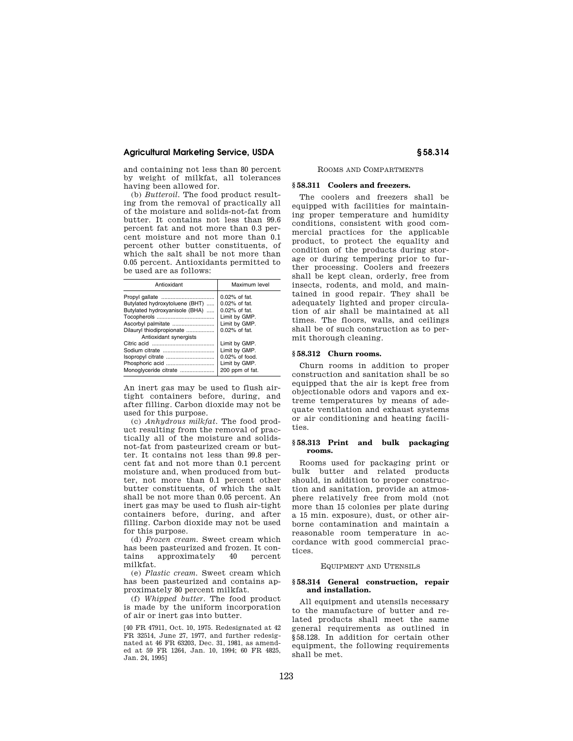and containing not less than 80 percent by weight of milkfat, all tolerances having been allowed for.

(b) *Butteroil.* The food product resulting from the removal of practically all of the moisture and solids-not-fat from butter. It contains not less than 99.6 percent fat and not more than 0.3 percent moisture and not more than 0.1 percent other butter constituents, of which the salt shall be not more than 0.05 percent. Antioxidants permitted to be used are as follows:

| Antioxidant | Maximum level |
|---|---|
| Propyl gallate | 0.02% of fat. |
| Butylated hydroxytoluene (BHT) | 0.02% of fat. |
| Butylated hydroxyanisole (BHA) | 0.02% of fat. |
| Tocopherols | Limit by GMP. |
| Ascorbyl palmitate | Limit by GMP. |
| Dilauryl thiodipropionate | 0.02% of fat. |
| Antioxidant synergists | |
| Citric acid | Limit by GMP. |
| Sodium citrate | Limit by GMP. |
| Isopropyl citrate | 0.02% of food. |
| Phosphoric acid | Limit by GMP. |
| Monoglyceride citrate | 200 ppm of fat. |

An inert gas may be used to flush airtight containers before, during, and after filling. Carbon dioxide may not be used for this purpose.

(c) *Anhydrous milkfat.* The food product resulting from the removal of practically all of the moisture and solids-not-fat from pasteurized cream or butter. It contains not less than 99.8 percent fat and not more than 0.1 percent moisture and, when produced from butter, not more than 0.1 percent other butter constituents, of which the salt shall be not more than 0.05 percent. An inert gas may be used to flush air-tight containers before, during, and after filling. Carbon dioxide may not be used for this purpose.

(d) *Frozen cream.* Sweet cream which has been pasteurized and frozen. It contains approximately 40 percent milkfat.

(e) *Plastic cream.* Sweet cream which has been pasteurized and contains approximately 80 percent milkfat.

(f) *Whipped butter.* The food product is made by the uniform incorporation of air or inert gas into butter.

[40 FR 47911, Oct. 10, 1975. Redesignated at 42 FR 32514, June 27, 1977, and further redesignated at 46 FR 63203, Dec. 31, 1981, as amended at 59 FR 1264, Jan. 10, 1994; 60 FR 4825, Jan. 24, 1995]

ROOMS AND COMPARTMENTS

### § 58.311 Coolers and freezers.

The coolers and freezers shall be equipped with facilities for maintaining proper temperature and humidity conditions, consistent with good commercial practices for the applicable product, to protect the equality and condition of the products during storage or during tempering prior to further processing. Coolers and freezers shall be kept clean, orderly, free from insects, rodents, and mold, and maintained in good repair. They shall be adequately lighted and proper circulation of air shall be maintained at all times. The floors, walls, and ceilings shall be of such construction as to permit thorough cleaning.

### § 58.312 Churn rooms.

Churn rooms in addition to proper construction and sanitation shall be so equipped that the air is kept free from objectionable odors and vapors and extreme temperatures by means of adequate ventilation and exhaust systems or air conditioning and heating facilities.

### § 58.313 Print and bulk packaging rooms.

Rooms used for packaging print or bulk butter and related products should, in addition to proper construction and sanitation, provide an atmosphere relatively free from mold (not more than 15 colonies per plate during a 15 min. exposure), dust, or other airborne contamination and maintain a reasonable room temperature in accordance with good commercial practices.

EQUIPMENT AND UTENSILS

### § 58.314 General construction, repair and installation.

All equipment and utensils necessary to the manufacture of butter and related products shall meet the same general requirements as outlined in § 58.128. In addition for certain other equipment, the following requirements shall be met.